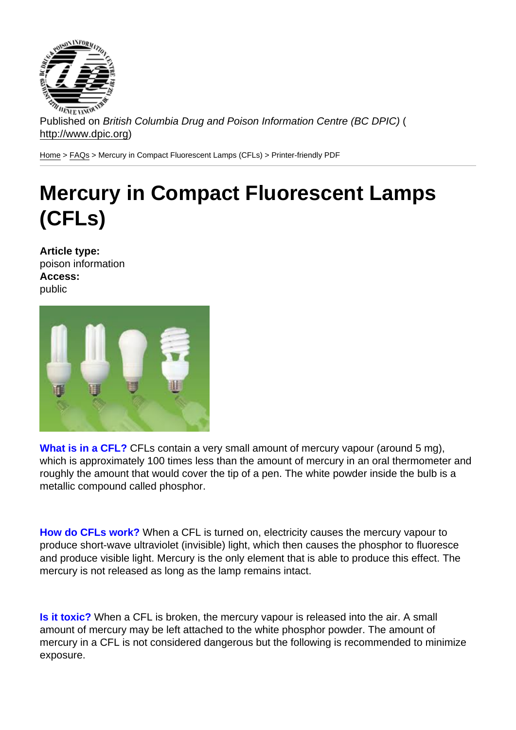Published on *British Columbia Drug and Poison Information Centre (BC DPIC)* (http://www.dpic.org)

Home > FAQs > Mercury in Compact Fluorescent Lamps (CFLs) > Printer-friendly PDF

# Mercury in Compact Fluorescent Lamps (CFLs)

**Article type:**
poison information
**Access:**
public

**What is in a CFL?** CFLs contain a very small amount of mercury vapour (around 5 mg), which is approximately 100 times less than the amount of mercury in an oral thermometer and roughly the amount that would cover the tip of a pen. The white powder inside the bulb is a metallic compound called phosphor.

**How do CFLs work?** When a CFL is turned on, electricity causes the mercury vapour to produce short-wave ultraviolet (invisible) light, which then causes the phosphor to fluoresce and produce visible light. Mercury is the only element that is able to produce this effect. The mercury is not released as long as the lamp remains intact.

**Is it toxic?** When a CFL is broken, the mercury vapour is released into the air. A small amount of mercury may be left attached to the white phosphor powder. The amount of mercury in a CFL is not considered dangerous but the following is recommended to minimize exposure.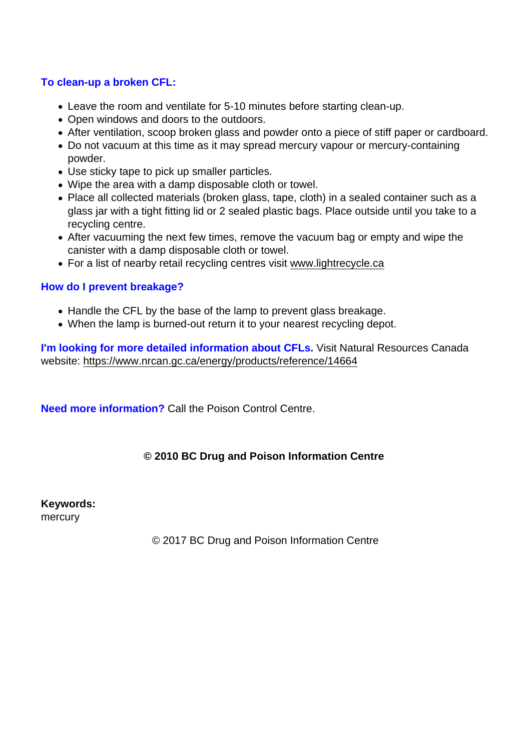### To clean-up a broken CFL:

- Leave the room and ventilate for 5-10 minutes before starting clean-up.
- Open windows and doors to the outdoors.
- After ventilation, scoop broken glass and powder onto a piece of stiff paper or cardboard.
- Do not vacuum at this time as it may spread mercury vapour or mercury-containing powder.
- Use sticky tape to pick up smaller particles.
- Wipe the area with a damp disposable cloth or towel.
- Place all collected materials (broken glass, tape, cloth) in a sealed container such as a glass jar with a tight fitting lid or 2 sealed plastic bags. Place outside until you take to a recycling centre.
- After vacuuming the next few times, remove the vacuum bag or empty and wipe the canister with a damp disposable cloth or towel.
- For a list of nearby retail recycling centres visit www.lightrecycle.ca

### How do I prevent breakage?

- Handle the CFL by the base of the lamp to prevent glass breakage.
- When the lamp is burned-out return it to your nearest recycling depot.

**I'm looking for more detailed information about CFLs.** Visit Natural Resources Canada website: https://www.nrcan.gc.ca/energy/products/reference/14664

**Need more information?** Call the Poison Control Centre.

**© 2010 BC Drug and Poison Information Centre**

**Keywords:**
mercury

© 2017 BC Drug and Poison Information Centre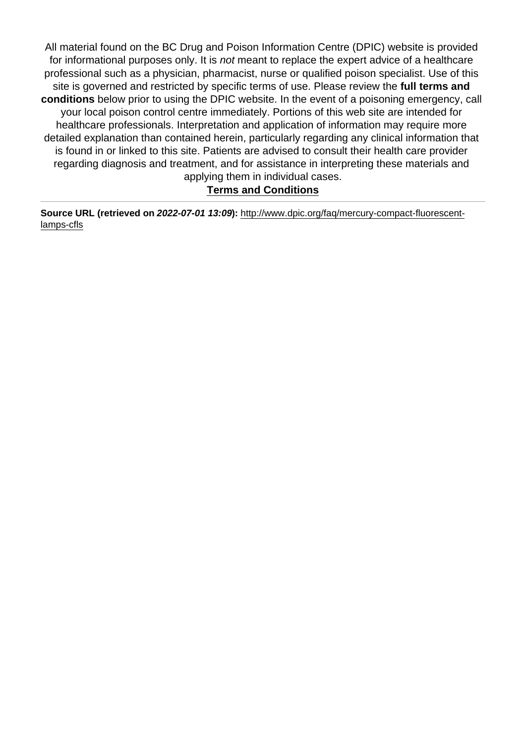All material found on the BC Drug and Poison Information Centre (DPIC) website is provided for informational purposes only. It is *not* meant to replace the expert advice of a healthcare professional such as a physician, pharmacist, nurse or qualified poison specialist. Use of this site is governed and restricted by specific terms of use. Please review the **full terms and conditions** below prior to using the DPIC website. In the event of a poisoning emergency, call your local poison control centre immediately. Portions of this web site are intended for healthcare professionals. Interpretation and application of information may require more detailed explanation than contained herein, particularly regarding any clinical information that is found in or linked to this site. Patients are advised to consult their health care provider regarding diagnosis and treatment, and for assistance in interpreting these materials and applying them in individual cases.

**Terms and Conditions**

---

**Source URL (retrieved on *2022-07-01 13:09*):** http://www.dpic.org/faq/mercury-compact-fluorescent-lamps-cfls